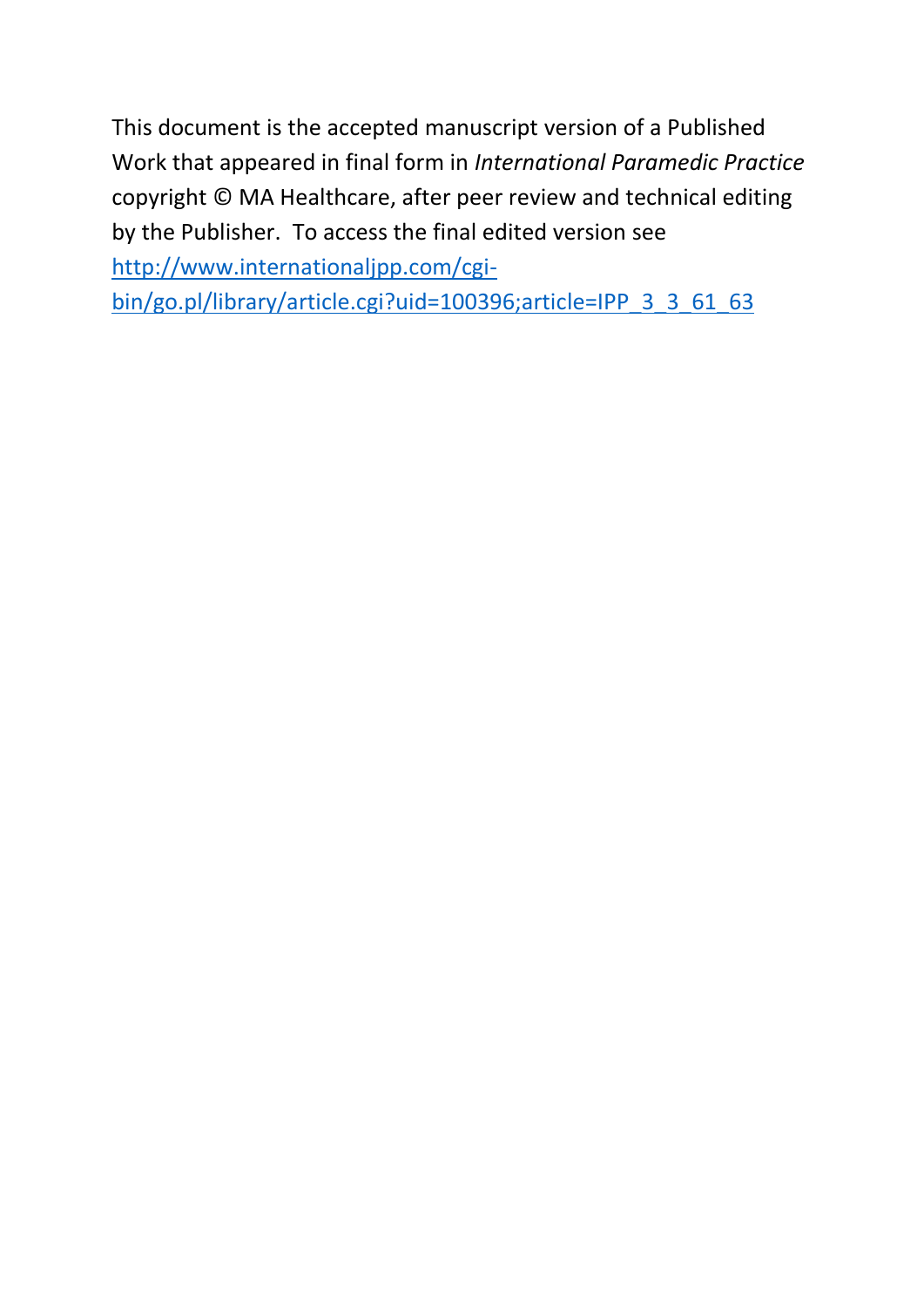This document is the accepted manuscript version of a Published Work that appeared in final form in *International Paramedic Practice* copyright © MA Healthcare, after peer review and technical editing by the Publisher. To access the final edited version see [http://www.internationaljpp.com/cgi-bin/go.pl/library/article.cgi?uid=100396;article=IPP_3_3_61_63](http://www.internationaljpp.com/cgi-bin/go.pl/library/article.cgi?uid=100396;article=IPP_3_3_61_63)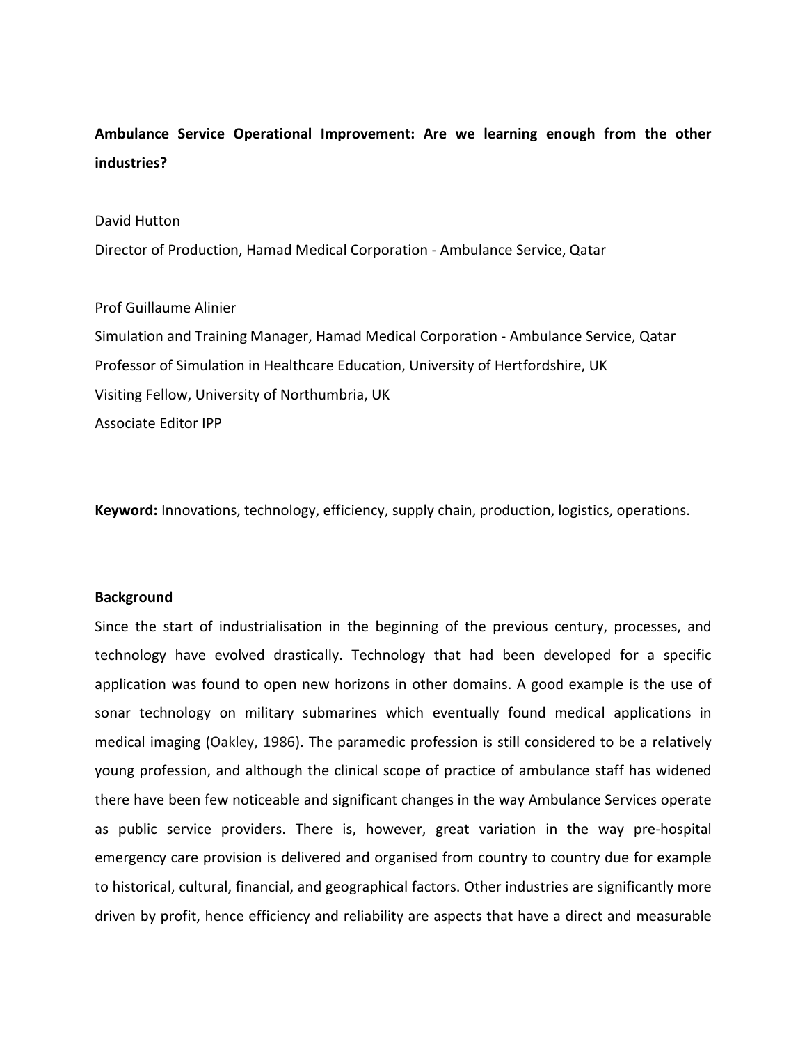**Ambulance Service Operational Improvement: Are we learning enough from the other industries?**

David Hutton

Director of Production, Hamad Medical Corporation - Ambulance Service, Qatar

Prof Guillaume Alinier

Simulation and Training Manager, Hamad Medical Corporation - Ambulance Service, Qatar

Professor of Simulation in Healthcare Education, University of Hertfordshire, UK

Visiting Fellow, University of Northumbria, UK

Associate Editor IPP

**Keyword:** Innovations, technology, efficiency, supply chain, production, logistics, operations.

**Background**

Since the start of industrialisation in the beginning of the previous century, processes, and technology have evolved drastically. Technology that had been developed for a specific application was found to open new horizons in other domains. A good example is the use of sonar technology on military submarines which eventually found medical applications in medical imaging (Oakley, 1986). The paramedic profession is still considered to be a relatively young profession, and although the clinical scope of practice of ambulance staff has widened there have been few noticeable and significant changes in the way Ambulance Services operate as public service providers. There is, however, great variation in the way pre-hospital emergency care provision is delivered and organised from country to country due for example to historical, cultural, financial, and geographical factors. Other industries are significantly more driven by profit, hence efficiency and reliability are aspects that have a direct and measurable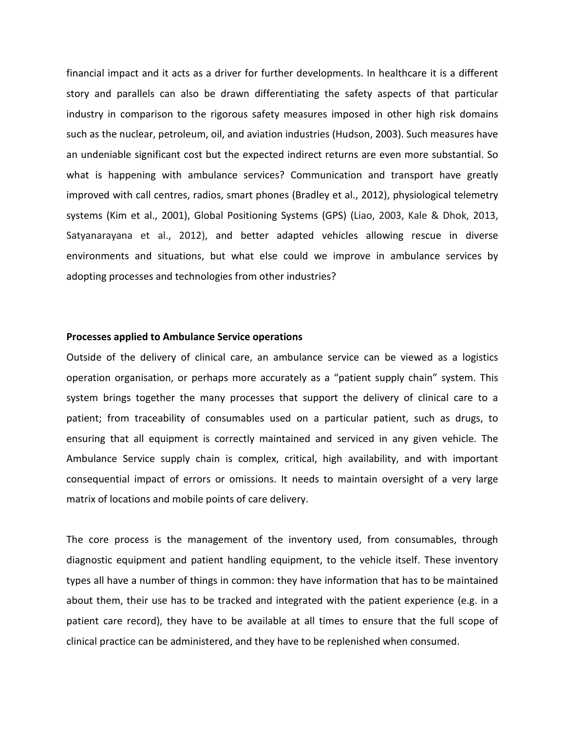financial impact and it acts as a driver for further developments. In healthcare it is a different story and parallels can also be drawn differentiating the safety aspects of that particular industry in comparison to the rigorous safety measures imposed in other high risk domains such as the nuclear, petroleum, oil, and aviation industries (Hudson, 2003). Such measures have an undeniable significant cost but the expected indirect returns are even more substantial. So what is happening with ambulance services? Communication and transport have greatly improved with call centres, radios, smart phones (Bradley et al., 2012), physiological telemetry systems (Kim et al., 2001), Global Positioning Systems (GPS) (Liao, 2003, Kale & Dhok, 2013, Satyanarayana et al., 2012), and better adapted vehicles allowing rescue in diverse environments and situations, but what else could we improve in ambulance services by adopting processes and technologies from other industries?

**Processes applied to Ambulance Service operations**

Outside of the delivery of clinical care, an ambulance service can be viewed as a logistics operation organisation, or perhaps more accurately as a "patient supply chain" system. This system brings together the many processes that support the delivery of clinical care to a patient; from traceability of consumables used on a particular patient, such as drugs, to ensuring that all equipment is correctly maintained and serviced in any given vehicle. The Ambulance Service supply chain is complex, critical, high availability, and with important consequential impact of errors or omissions. It needs to maintain oversight of a very large matrix of locations and mobile points of care delivery.

The core process is the management of the inventory used, from consumables, through diagnostic equipment and patient handling equipment, to the vehicle itself. These inventory types all have a number of things in common: they have information that has to be maintained about them, their use has to be tracked and integrated with the patient experience (e.g. in a patient care record), they have to be available at all times to ensure that the full scope of clinical practice can be administered, and they have to be replenished when consumed.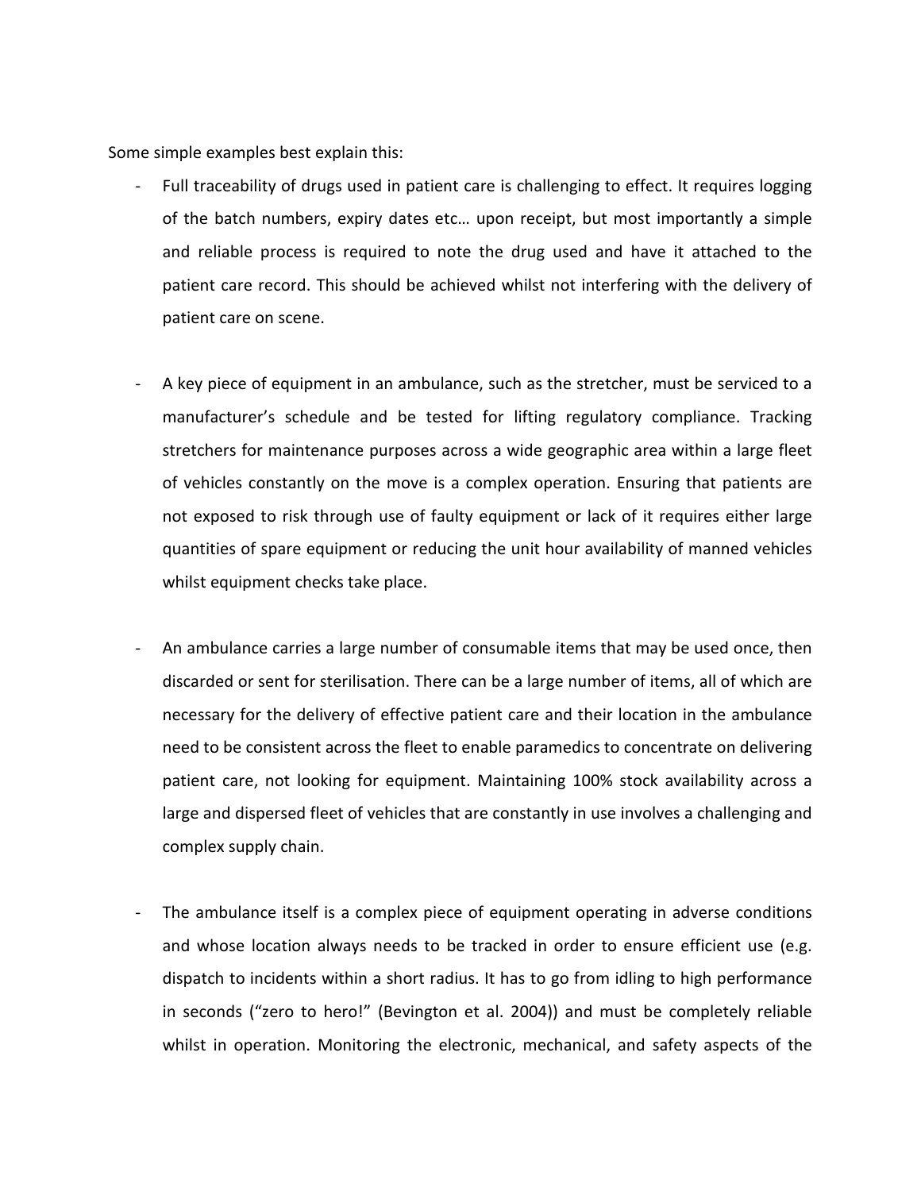Some simple examples best explain this:

- Full traceability of drugs used in patient care is challenging to effect. It requires logging of the batch numbers, expiry dates etc… upon receipt, but most importantly a simple and reliable process is required to note the drug used and have it attached to the patient care record. This should be achieved whilst not interfering with the delivery of patient care on scene.

- A key piece of equipment in an ambulance, such as the stretcher, must be serviced to a manufacturer's schedule and be tested for lifting regulatory compliance. Tracking stretchers for maintenance purposes across a wide geographic area within a large fleet of vehicles constantly on the move is a complex operation. Ensuring that patients are not exposed to risk through use of faulty equipment or lack of it requires either large quantities of spare equipment or reducing the unit hour availability of manned vehicles whilst equipment checks take place.

- An ambulance carries a large number of consumable items that may be used once, then discarded or sent for sterilisation. There can be a large number of items, all of which are necessary for the delivery of effective patient care and their location in the ambulance need to be consistent across the fleet to enable paramedics to concentrate on delivering patient care, not looking for equipment. Maintaining 100% stock availability across a large and dispersed fleet of vehicles that are constantly in use involves a challenging and complex supply chain.

- The ambulance itself is a complex piece of equipment operating in adverse conditions and whose location always needs to be tracked in order to ensure efficient use (e.g. dispatch to incidents within a short radius. It has to go from idling to high performance in seconds ("zero to hero!" (Bevington et al. 2004)) and must be completely reliable whilst in operation. Monitoring the electronic, mechanical, and safety aspects of the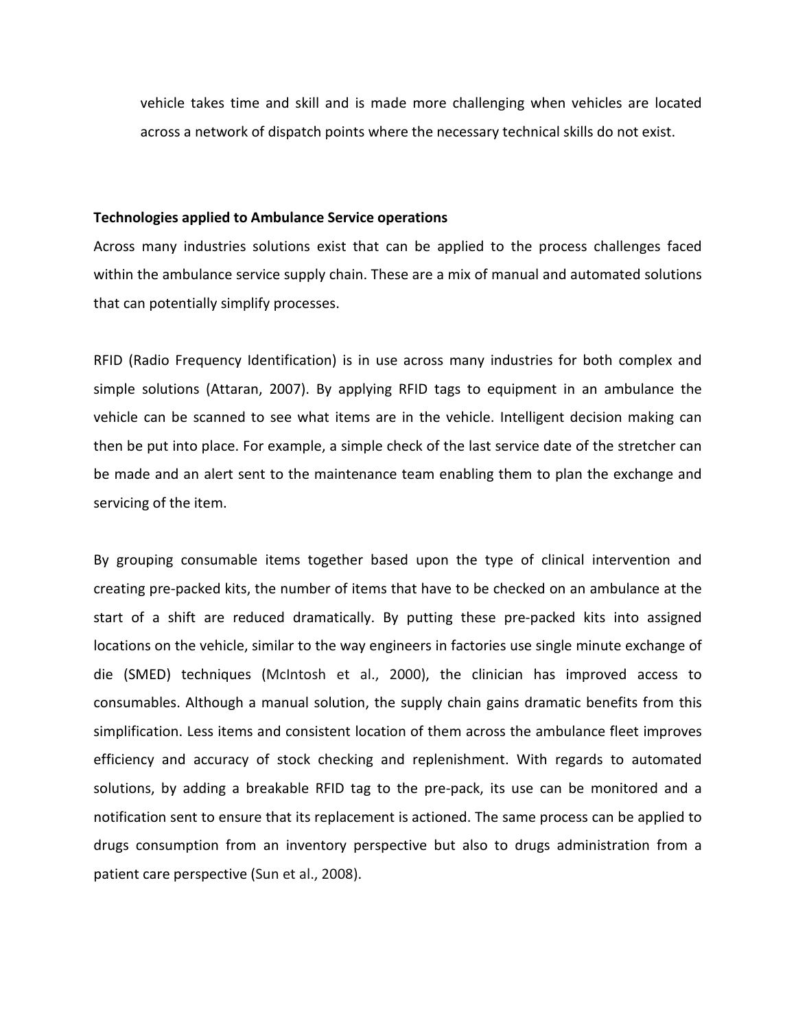vehicle takes time and skill and is made more challenging when vehicles are located across a network of dispatch points where the necessary technical skills do not exist.

**Technologies applied to Ambulance Service operations**

Across many industries solutions exist that can be applied to the process challenges faced within the ambulance service supply chain. These are a mix of manual and automated solutions that can potentially simplify processes.

RFID (Radio Frequency Identification) is in use across many industries for both complex and simple solutions (Attaran, 2007). By applying RFID tags to equipment in an ambulance the vehicle can be scanned to see what items are in the vehicle. Intelligent decision making can then be put into place. For example, a simple check of the last service date of the stretcher can be made and an alert sent to the maintenance team enabling them to plan the exchange and servicing of the item.

By grouping consumable items together based upon the type of clinical intervention and creating pre-packed kits, the number of items that have to be checked on an ambulance at the start of a shift are reduced dramatically. By putting these pre-packed kits into assigned locations on the vehicle, similar to the way engineers in factories use single minute exchange of die (SMED) techniques (McIntosh et al., 2000), the clinician has improved access to consumables. Although a manual solution, the supply chain gains dramatic benefits from this simplification. Less items and consistent location of them across the ambulance fleet improves efficiency and accuracy of stock checking and replenishment. With regards to automated solutions, by adding a breakable RFID tag to the pre-pack, its use can be monitored and a notification sent to ensure that its replacement is actioned. The same process can be applied to drugs consumption from an inventory perspective but also to drugs administration from a patient care perspective (Sun et al., 2008).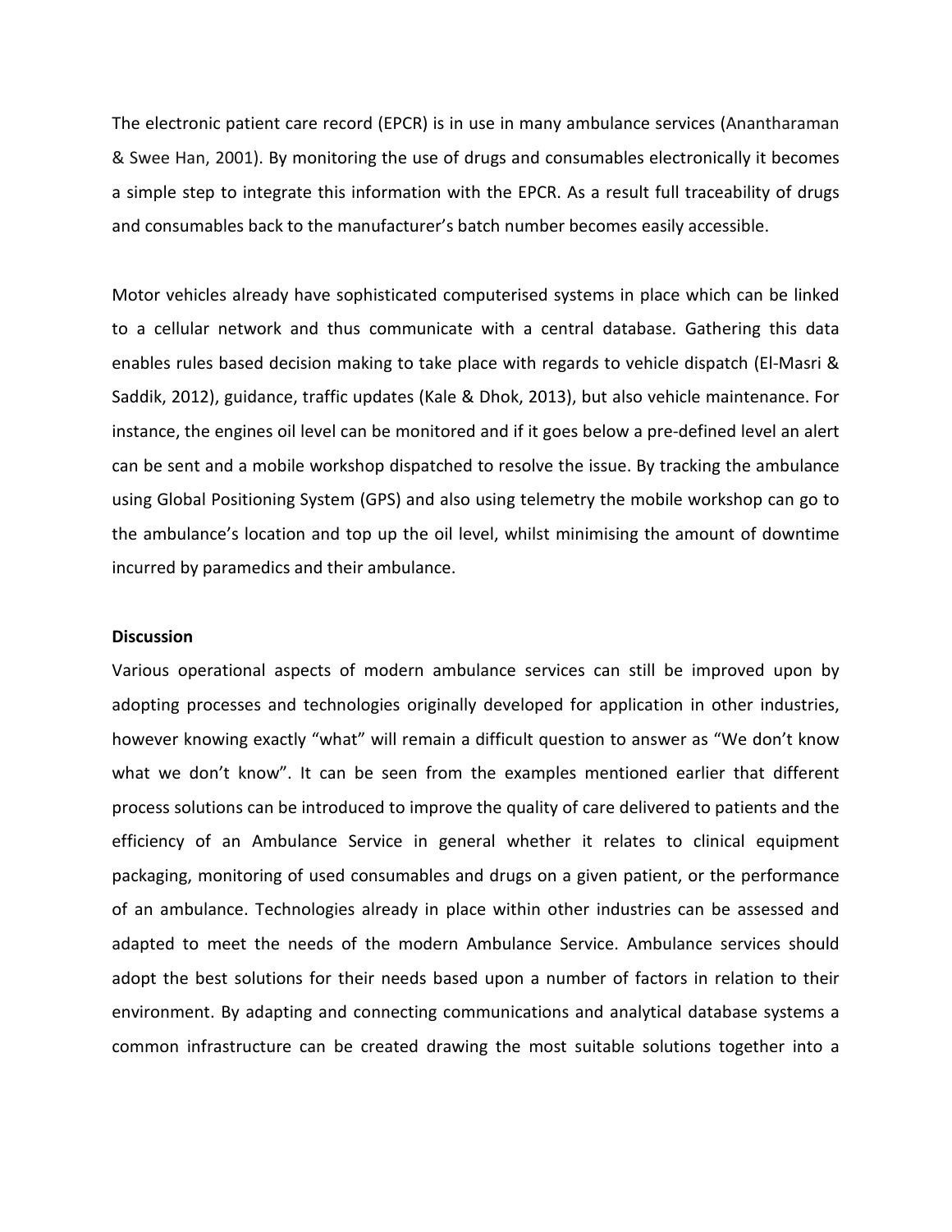The electronic patient care record (EPCR) is in use in many ambulance services (Anantharaman & Swee Han, 2001). By monitoring the use of drugs and consumables electronically it becomes a simple step to integrate this information with the EPCR. As a result full traceability of drugs and consumables back to the manufacturer's batch number becomes easily accessible.

Motor vehicles already have sophisticated computerised systems in place which can be linked to a cellular network and thus communicate with a central database. Gathering this data enables rules based decision making to take place with regards to vehicle dispatch (El-Masri & Saddik, 2012), guidance, traffic updates (Kale & Dhok, 2013), but also vehicle maintenance. For instance, the engines oil level can be monitored and if it goes below a pre-defined level an alert can be sent and a mobile workshop dispatched to resolve the issue. By tracking the ambulance using Global Positioning System (GPS) and also using telemetry the mobile workshop can go to the ambulance's location and top up the oil level, whilst minimising the amount of downtime incurred by paramedics and their ambulance.

**Discussion**

Various operational aspects of modern ambulance services can still be improved upon by adopting processes and technologies originally developed for application in other industries, however knowing exactly "what" will remain a difficult question to answer as "We don't know what we don't know". It can be seen from the examples mentioned earlier that different process solutions can be introduced to improve the quality of care delivered to patients and the efficiency of an Ambulance Service in general whether it relates to clinical equipment packaging, monitoring of used consumables and drugs on a given patient, or the performance of an ambulance. Technologies already in place within other industries can be assessed and adapted to meet the needs of the modern Ambulance Service. Ambulance services should adopt the best solutions for their needs based upon a number of factors in relation to their environment. By adapting and connecting communications and analytical database systems a common infrastructure can be created drawing the most suitable solutions together into a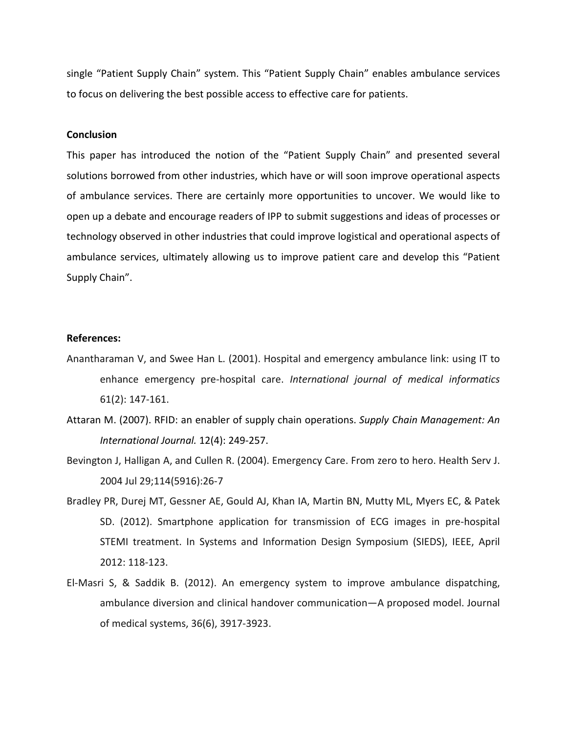single “Patient Supply Chain” system. This “Patient Supply Chain” enables ambulance services to focus on delivering the best possible access to effective care for patients.

**Conclusion**

This paper has introduced the notion of the “Patient Supply Chain” and presented several solutions borrowed from other industries, which have or will soon improve operational aspects of ambulance services. There are certainly more opportunities to uncover. We would like to open up a debate and encourage readers of IPP to submit suggestions and ideas of processes or technology observed in other industries that could improve logistical and operational aspects of ambulance services, ultimately allowing us to improve patient care and develop this “Patient Supply Chain”.

**References:**

Anantharaman V, and Swee Han L. (2001). Hospital and emergency ambulance link: using IT to enhance emergency pre-hospital care. *International journal of medical informatics* 61(2): 147-161.

Attaran M. (2007). RFID: an enabler of supply chain operations. *Supply Chain Management: An International Journal.* 12(4): 249-257.

Bevington J, Halligan A, and Cullen R. (2004). Emergency Care. From zero to hero. Health Serv J. 2004 Jul 29;114(5916):26-7

Bradley PR, Durej MT, Gessner AE, Gould AJ, Khan IA, Martin BN, Mutty ML, Myers EC, & Patek SD. (2012). Smartphone application for transmission of ECG images in pre-hospital STEMI treatment. In Systems and Information Design Symposium (SIEDS), IEEE, April 2012: 118-123.

El-Masri S, & Saddik B. (2012). An emergency system to improve ambulance dispatching, ambulance diversion and clinical handover communication—A proposed model. Journal of medical systems, 36(6), 3917-3923.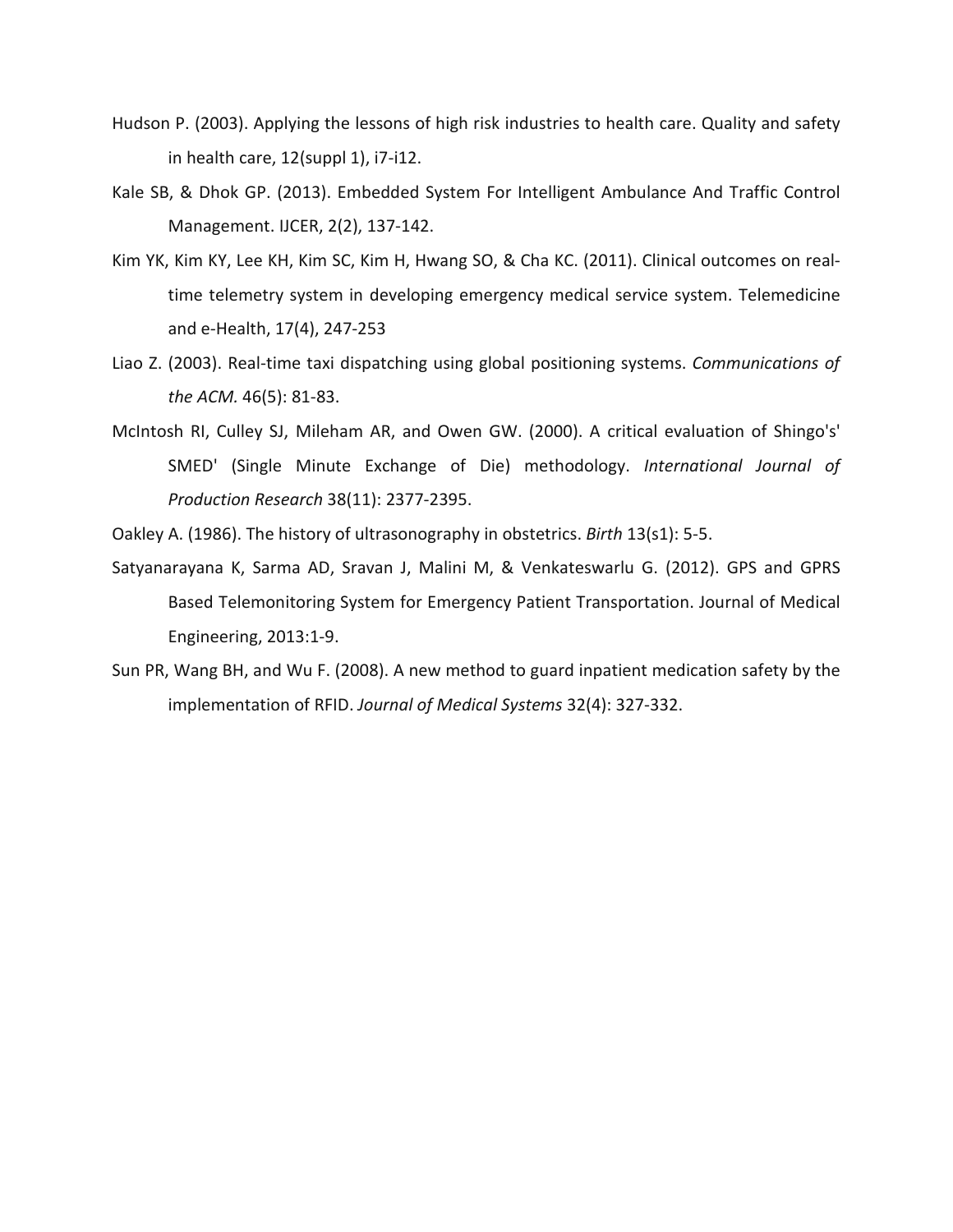Hudson P. (2003). Applying the lessons of high risk industries to health care. Quality and safety in health care, 12(suppl 1), i7-i12.

Kale SB, & Dhok GP. (2013). Embedded System For Intelligent Ambulance And Traffic Control Management. IJCER, 2(2), 137-142.

Kim YK, Kim KY, Lee KH, Kim SC, Kim H, Hwang SO, & Cha KC. (2011). Clinical outcomes on real-time telemetry system in developing emergency medical service system. Telemedicine and e-Health, 17(4), 247-253

Liao Z. (2003). Real-time taxi dispatching using global positioning systems. *Communications of the ACM.* 46(5): 81-83.

McIntosh RI, Culley SJ, Mileham AR, and Owen GW. (2000). A critical evaluation of Shingo's' SMED' (Single Minute Exchange of Die) methodology. *International Journal of Production Research* 38(11): 2377-2395.

Oakley A. (1986). The history of ultrasonography in obstetrics. *Birth* 13(s1): 5-5.

Satyanarayana K, Sarma AD, Sravan J, Malini M, & Venkateswarlu G. (2012). GPS and GPRS Based Telemonitoring System for Emergency Patient Transportation. Journal of Medical Engineering, 2013:1-9.

Sun PR, Wang BH, and Wu F. (2008). A new method to guard inpatient medication safety by the implementation of RFID. *Journal of Medical Systems* 32(4): 327-332.